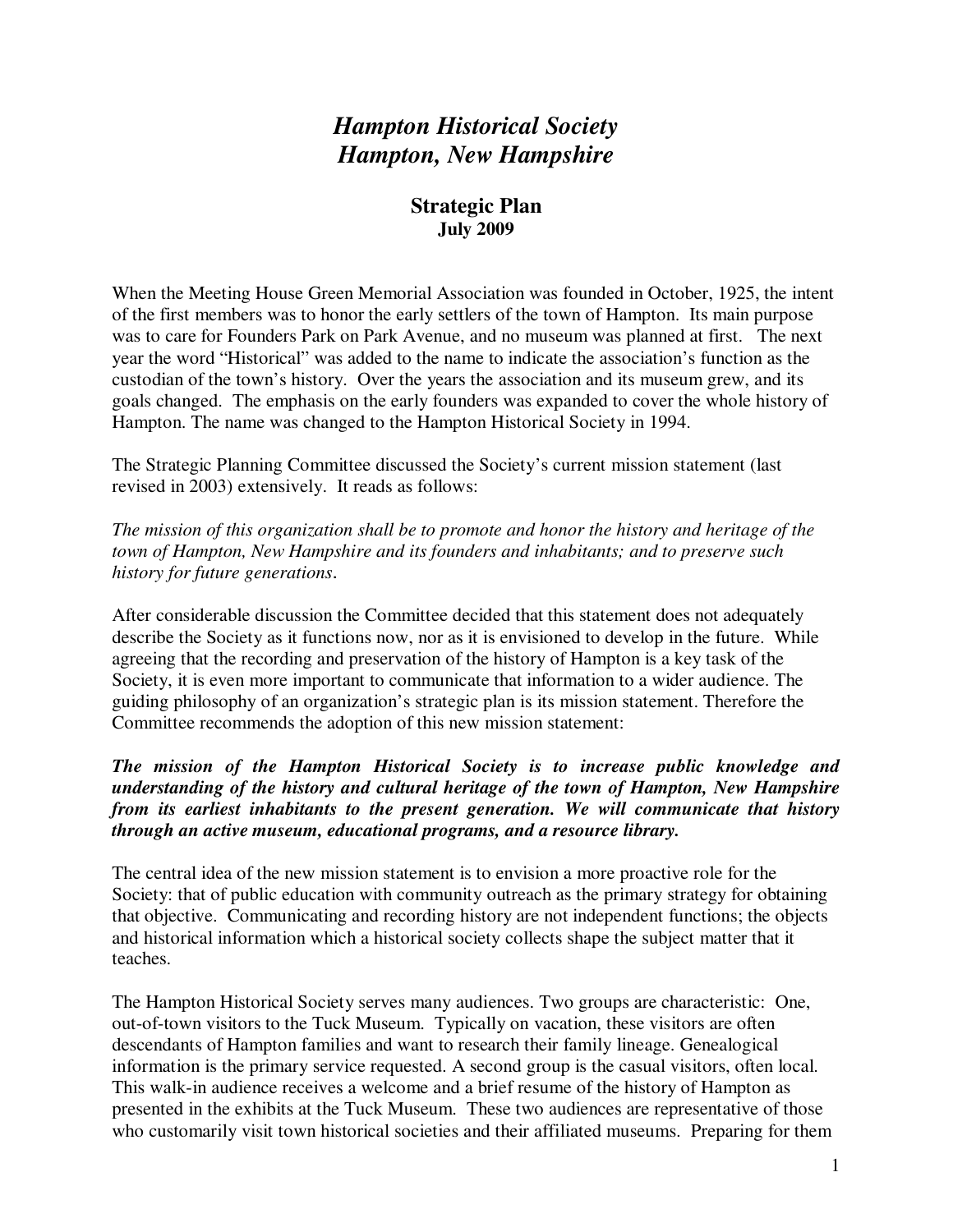# *Hampton Historical Society*
# *Hampton, New Hampshire*

## Strategic Plan
**July 2009**

When the Meeting House Green Memorial Association was founded in October, 1925, the intent of the first members was to honor the early settlers of the town of Hampton. Its main purpose was to care for Founders Park on Park Avenue, and no museum was planned at first. The next year the word "Historical" was added to the name to indicate the association's function as the custodian of the town's history. Over the years the association and its museum grew, and its goals changed. The emphasis on the early founders was expanded to cover the whole history of Hampton. The name was changed to the Hampton Historical Society in 1994.

The Strategic Planning Committee discussed the Society's current mission statement (last revised in 2003) extensively. It reads as follows:

*The mission of this organization shall be to promote and honor the history and heritage of the town of Hampton, New Hampshire and its founders and inhabitants; and to preserve such history for future generations.*

After considerable discussion the Committee decided that this statement does not adequately describe the Society as it functions now, nor as it is envisioned to develop in the future. While agreeing that the recording and preservation of the history of Hampton is a key task of the Society, it is even more important to communicate that information to a wider audience. The guiding philosophy of an organization's strategic plan is its mission statement. Therefore the Committee recommends the adoption of this new mission statement:

***The mission of the Hampton Historical Society is to increase public knowledge and understanding of the history and cultural heritage of the town of Hampton, New Hampshire from its earliest inhabitants to the present generation. We will communicate that history through an active museum, educational programs, and a resource library.***

The central idea of the new mission statement is to envision a more proactive role for the Society: that of public education with community outreach as the primary strategy for obtaining that objective. Communicating and recording history are not independent functions; the objects and historical information which a historical society collects shape the subject matter that it teaches.

The Hampton Historical Society serves many audiences. Two groups are characteristic: One, out-of-town visitors to the Tuck Museum. Typically on vacation, these visitors are often descendants of Hampton families and want to research their family lineage. Genealogical information is the primary service requested. A second group is the casual visitors, often local. This walk-in audience receives a welcome and a brief resume of the history of Hampton as presented in the exhibits at the Tuck Museum. These two audiences are representative of those who customarily visit town historical societies and their affiliated museums. Preparing for them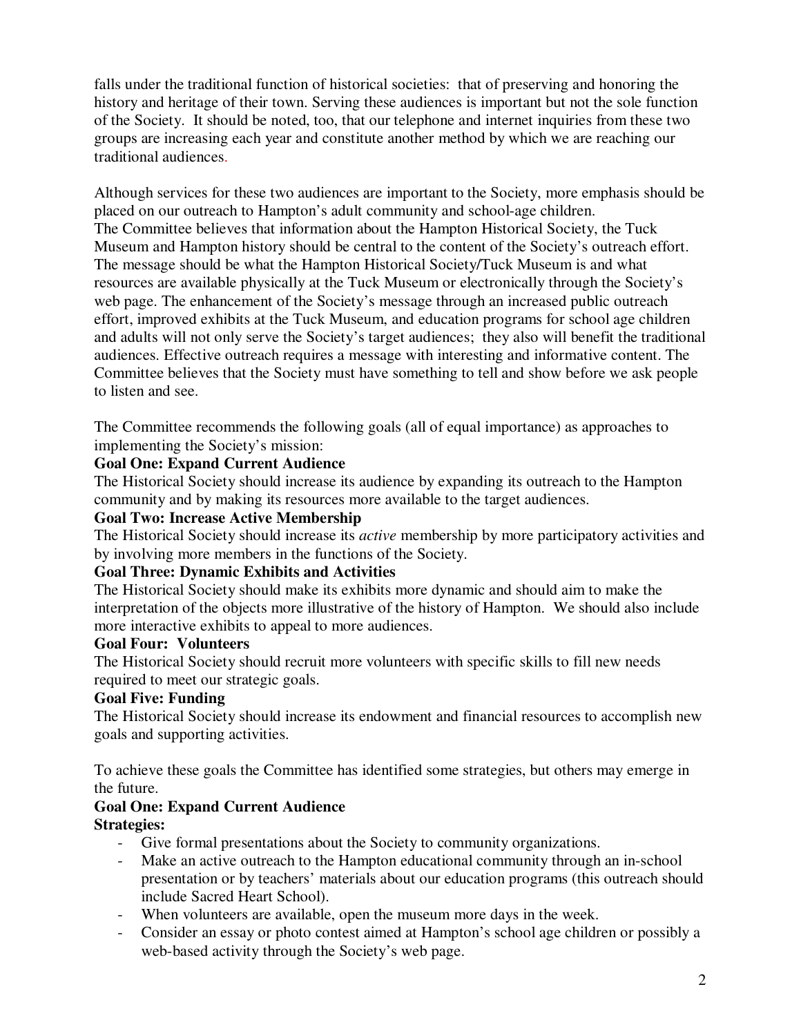falls under the traditional function of historical societies: that of preserving and honoring the history and heritage of their town. Serving these audiences is important but not the sole function of the Society. It should be noted, too, that our telephone and internet inquiries from these two groups are increasing each year and constitute another method by which we are reaching our traditional audiences.

Although services for these two audiences are important to the Society, more emphasis should be placed on our outreach to Hampton's adult community and school-age children.
The Committee believes that information about the Hampton Historical Society, the Tuck Museum and Hampton history should be central to the content of the Society's outreach effort. The message should be what the Hampton Historical Society/Tuck Museum is and what resources are available physically at the Tuck Museum or electronically through the Society's web page. The enhancement of the Society's message through an increased public outreach effort, improved exhibits at the Tuck Museum, and education programs for school age children and adults will not only serve the Society's target audiences; they also will benefit the traditional audiences. Effective outreach requires a message with interesting and informative content. The Committee believes that the Society must have something to tell and show before we ask people to listen and see.

The Committee recommends the following goals (all of equal importance) as approaches to implementing the Society's mission:

**Goal One: Expand Current Audience**
The Historical Society should increase its audience by expanding its outreach to the Hampton community and by making its resources more available to the target audiences.

**Goal Two: Increase Active Membership**
The Historical Society should increase its *active* membership by more participatory activities and by involving more members in the functions of the Society.

**Goal Three: Dynamic Exhibits and Activities**
The Historical Society should make its exhibits more dynamic and should aim to make the interpretation of the objects more illustrative of the history of Hampton. We should also include more interactive exhibits to appeal to more audiences.

**Goal Four: Volunteers**
The Historical Society should recruit more volunteers with specific skills to fill new needs required to meet our strategic goals.

**Goal Five: Funding**
The Historical Society should increase its endowment and financial resources to accomplish new goals and supporting activities.

To achieve these goals the Committee has identified some strategies, but others may emerge in the future.

**Goal One: Expand Current Audience**
**Strategies:**

- Give formal presentations about the Society to community organizations.
- Make an active outreach to the Hampton educational community through an in-school presentation or by teachers' materials about our education programs (this outreach should include Sacred Heart School).
- When volunteers are available, open the museum more days in the week.
- Consider an essay or photo contest aimed at Hampton's school age children or possibly a web-based activity through the Society's web page.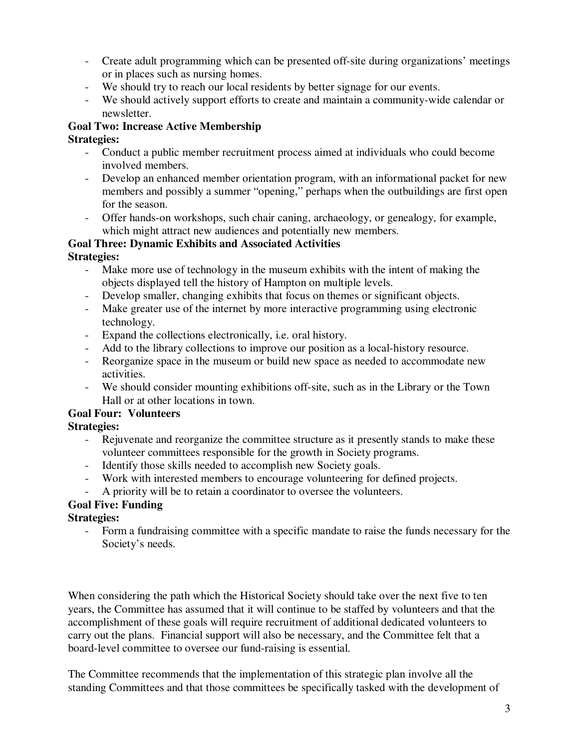- Create adult programming which can be presented off-site during organizations' meetings or in places such as nursing homes.
- We should try to reach our local residents by better signage for our events.
- We should actively support efforts to create and maintain a community-wide calendar or newsletter.

**Goal Two: Increase Active Membership**

**Strategies:**

- Conduct a public member recruitment process aimed at individuals who could become involved members.
- Develop an enhanced member orientation program, with an informational packet for new members and possibly a summer "opening," perhaps when the outbuildings are first open for the season.
- Offer hands-on workshops, such chair caning, archaeology, or genealogy, for example, which might attract new audiences and potentially new members.

**Goal Three: Dynamic Exhibits and Associated Activities**

**Strategies:**

- Make more use of technology in the museum exhibits with the intent of making the objects displayed tell the history of Hampton on multiple levels.
- Develop smaller, changing exhibits that focus on themes or significant objects.
- Make greater use of the internet by more interactive programming using electronic technology.
- Expand the collections electronically, i.e. oral history.
- Add to the library collections to improve our position as a local-history resource.
- Reorganize space in the museum or build new space as needed to accommodate new activities.
- We should consider mounting exhibitions off-site, such as in the Library or the Town Hall or at other locations in town.

**Goal Four: Volunteers**

**Strategies:**

- Rejuvenate and reorganize the committee structure as it presently stands to make these volunteer committees responsible for the growth in Society programs.
- Identify those skills needed to accomplish new Society goals.
- Work with interested members to encourage volunteering for defined projects.
- A priority will be to retain a coordinator to oversee the volunteers.

**Goal Five: Funding**

**Strategies:**

- Form a fundraising committee with a specific mandate to raise the funds necessary for the Society's needs.

When considering the path which the Historical Society should take over the next five to ten years, the Committee has assumed that it will continue to be staffed by volunteers and that the accomplishment of these goals will require recruitment of additional dedicated volunteers to carry out the plans. Financial support will also be necessary, and the Committee felt that a board-level committee to oversee our fund-raising is essential.

The Committee recommends that the implementation of this strategic plan involve all the standing Committees and that those committees be specifically tasked with the development of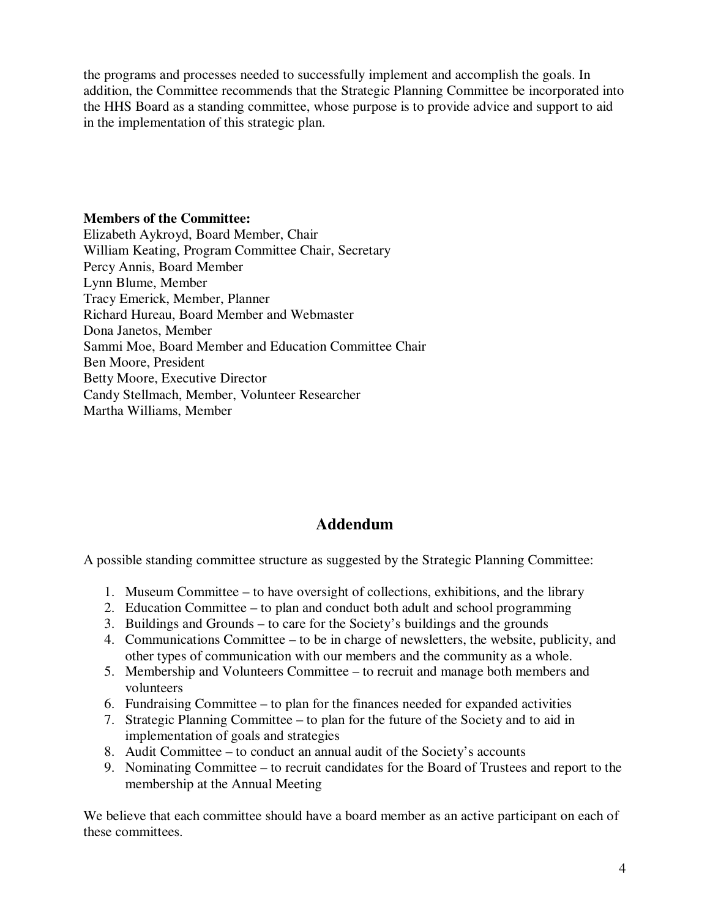the programs and processes needed to successfully implement and accomplish the goals. In addition, the Committee recommends that the Strategic Planning Committee be incorporated into the HHS Board as a standing committee, whose purpose is to provide advice and support to aid in the implementation of this strategic plan.

**Members of the Committee:**
Elizabeth Aykroyd, Board Member, Chair
William Keating, Program Committee Chair, Secretary
Percy Annis, Board Member
Lynn Blume, Member
Tracy Emerick, Member, Planner
Richard Hureau, Board Member and Webmaster
Dona Janetos, Member
Sammi Moe, Board Member and Education Committee Chair
Ben Moore, President
Betty Moore, Executive Director
Candy Stellmach, Member, Volunteer Researcher
Martha Williams, Member

## Addendum

A possible standing committee structure as suggested by the Strategic Planning Committee:

1. Museum Committee – to have oversight of collections, exhibitions, and the library
2. Education Committee – to plan and conduct both adult and school programming
3. Buildings and Grounds – to care for the Society's buildings and the grounds
4. Communications Committee – to be in charge of newsletters, the website, publicity, and other types of communication with our members and the community as a whole.
5. Membership and Volunteers Committee – to recruit and manage both members and volunteers
6. Fundraising Committee – to plan for the finances needed for expanded activities
7. Strategic Planning Committee – to plan for the future of the Society and to aid in implementation of goals and strategies
8. Audit Committee – to conduct an annual audit of the Society's accounts
9. Nominating Committee – to recruit candidates for the Board of Trustees and report to the membership at the Annual Meeting

We believe that each committee should have a board member as an active participant on each of these committees.